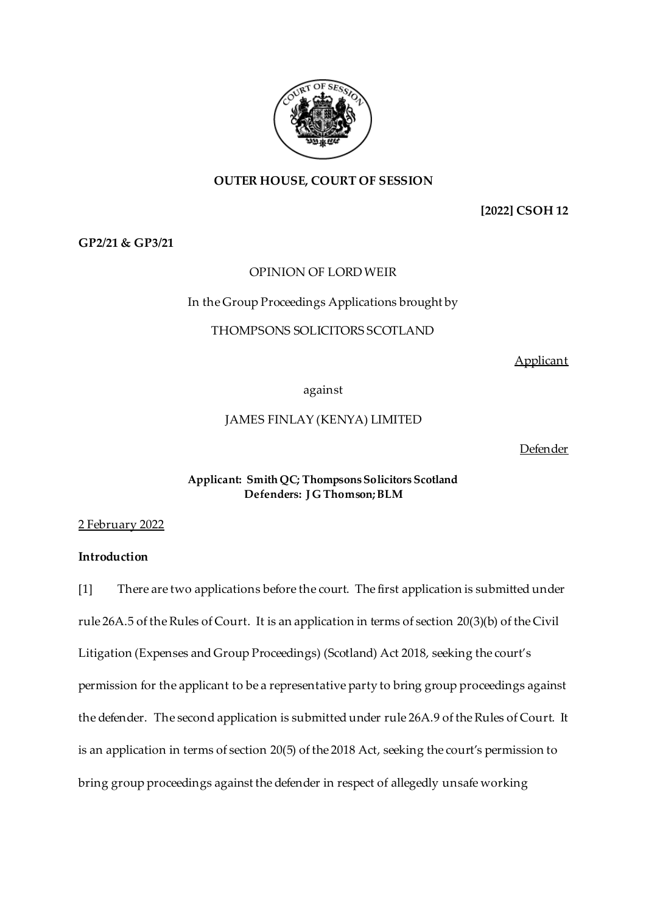**OUTER HOUSE, COURT OF SESSION**

**[2022] CSOH 12**

**GP2/21 & GP3/21**

OPINION OF LORD WEIR

In the Group Proceedings Applications brought by

THOMPSONS SOLICITORS SCOTLAND

Applicant

against

JAMES FINLAY (KENYA) LIMITED

Defender

**Applicant: Smith QC; Thompsons Solicitors Scotland**
**Defenders: J G Thomson; BLM**

2 February 2022

**Introduction**

[1] There are two applications before the court. The first application is submitted under rule 26A.5 of the Rules of Court. It is an application in terms of section 20(3)(b) of the Civil Litigation (Expenses and Group Proceedings) (Scotland) Act 2018, seeking the court's permission for the applicant to be a representative party to bring group proceedings against the defender. The second application is submitted under rule 26A.9 of the Rules of Court. It is an application in terms of section 20(5) of the 2018 Act, seeking the court's permission to bring group proceedings against the defender in respect of allegedly unsafe working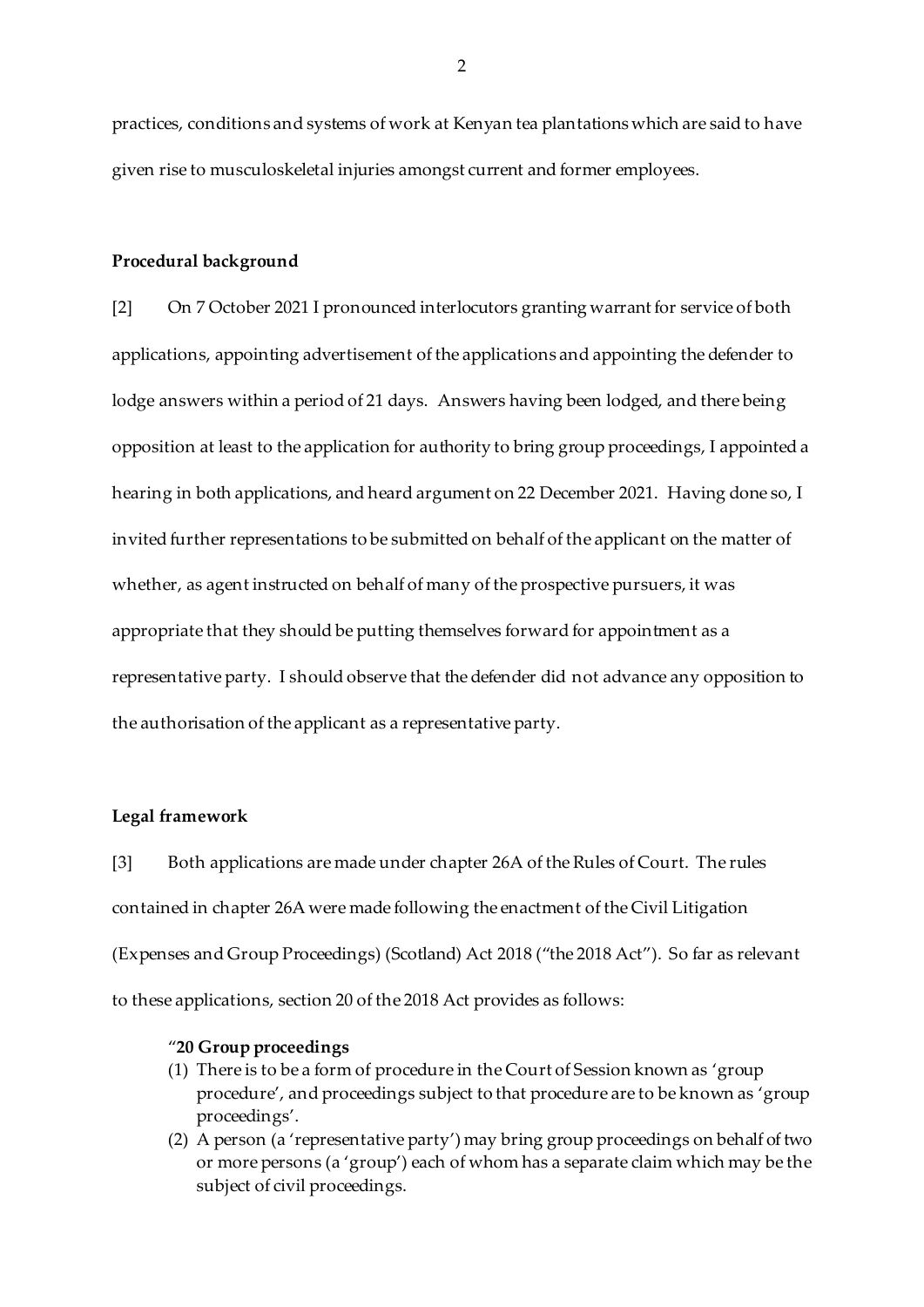practices, conditions and systems of work at Kenyan tea plantations which are said to have given rise to musculoskeletal injuries amongst current and former employees.

**Procedural background**

[2] On 7 October 2021 I pronounced interlocutors granting warrant for service of both applications, appointing advertisement of the applications and appointing the defender to lodge answers within a period of 21 days. Answers having been lodged, and there being opposition at least to the application for authority to bring group proceedings, I appointed a hearing in both applications, and heard argument on 22 December 2021. Having done so, I invited further representations to be submitted on behalf of the applicant on the matter of whether, as agent instructed on behalf of many of the prospective pursuers, it was appropriate that they should be putting themselves forward for appointment as a representative party. I should observe that the defender did not advance any opposition to the authorisation of the applicant as a representative party.

**Legal framework**

[3] Both applications are made under chapter 26A of the Rules of Court. The rules contained in chapter 26A were made following the enactment of the Civil Litigation (Expenses and Group Proceedings) (Scotland) Act 2018 ("the 2018 Act"). So far as relevant to these applications, section 20 of the 2018 Act provides as follows:

> "**20 Group proceedings**
> (1) There is to be a form of procedure in the Court of Session known as 'group procedure', and proceedings subject to that procedure are to be known as 'group proceedings'.
> (2) A person (a 'representative party') may bring group proceedings on behalf of two or more persons (a 'group') each of whom has a separate claim which may be the subject of civil proceedings.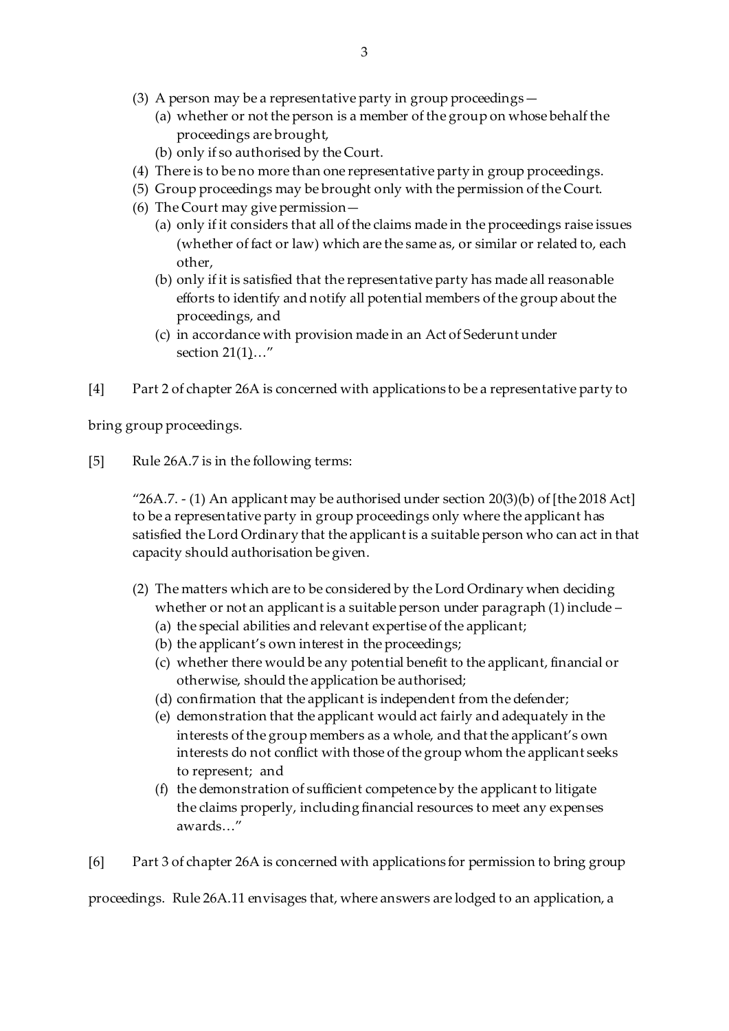(3) A person may be a representative party in group proceedings—
   (a) whether or not the person is a member of the group on whose behalf the proceedings are brought,
   (b) only if so authorised by the Court.

(4) There is to be no more than one representative party in group proceedings.

(5) Group proceedings may be brought only with the permission of the Court.

(6) The Court may give permission—
   (a) only if it considers that all of the claims made in the proceedings raise issues (whether of fact or law) which are the same as, or similar or related to, each other,
   (b) only if it is satisfied that the representative party has made all reasonable efforts to identify and notify all potential members of the group about the proceedings, and
   (c) in accordance with provision made in an Act of Sederunt under section 21(1)…"

[4] Part 2 of chapter 26A is concerned with applications to be a representative party to bring group proceedings.

[5] Rule 26A.7 is in the following terms:

> "26A.7. - (1) An applicant may be authorised under section 20(3)(b) of [the 2018 Act] to be a representative party in group proceedings only where the applicant has satisfied the Lord Ordinary that the applicant is a suitable person who can act in that capacity should authorisation be given.
>
> (2) The matters which are to be considered by the Lord Ordinary when deciding whether or not an applicant is a suitable person under paragraph (1) include –
>    (a) the special abilities and relevant expertise of the applicant;
>    (b) the applicant's own interest in the proceedings;
>    (c) whether there would be any potential benefit to the applicant, financial or otherwise, should the application be authorised;
>    (d) confirmation that the applicant is independent from the defender;
>    (e) demonstration that the applicant would act fairly and adequately in the interests of the group members as a whole, and that the applicant's own interests do not conflict with those of the group whom the applicant seeks to represent; and
>    (f) the demonstration of sufficient competence by the applicant to litigate the claims properly, including financial resources to meet any expenses awards…"

[6] Part 3 of chapter 26A is concerned with applications for permission to bring group proceedings. Rule 26A.11 envisages that, where answers are lodged to an application, a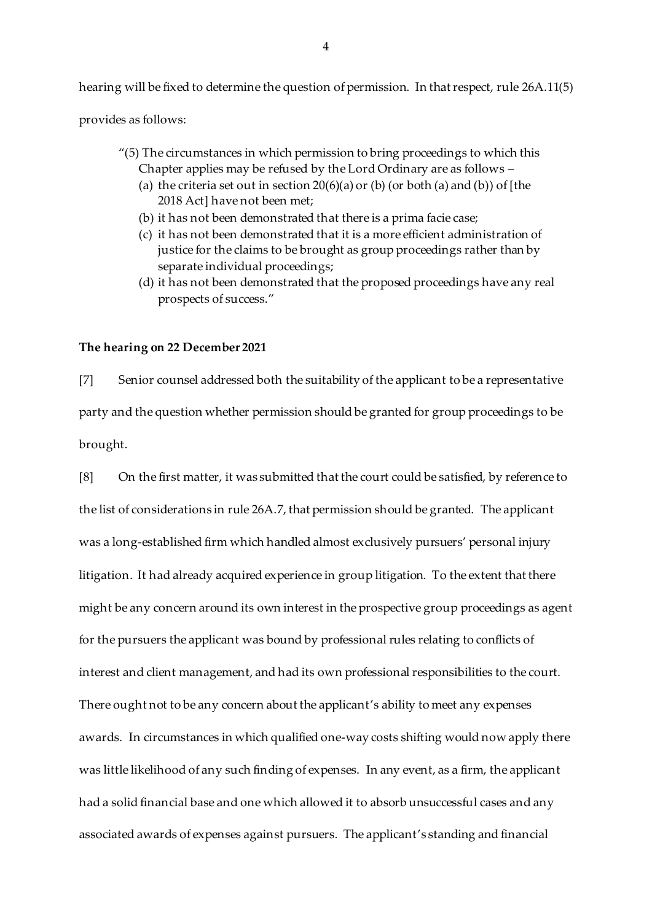hearing will be fixed to determine the question of permission. In that respect, rule 26A.11(5) provides as follows:

> "(5) The circumstances in which permission to bring proceedings to which this Chapter applies may be refused by the Lord Ordinary are as follows –
> (a) the criteria set out in section 20(6)(a) or (b) (or both (a) and (b)) of [the 2018 Act] have not been met;
> (b) it has not been demonstrated that there is a prima facie case;
> (c) it has not been demonstrated that it is a more efficient administration of justice for the claims to be brought as group proceedings rather than by separate individual proceedings;
> (d) it has not been demonstrated that the proposed proceedings have any real prospects of success."

**The hearing on 22 December 2021**

[7] Senior counsel addressed both the suitability of the applicant to be a representative party and the question whether permission should be granted for group proceedings to be brought.

[8] On the first matter, it was submitted that the court could be satisfied, by reference to the list of considerations in rule 26A.7, that permission should be granted. The applicant was a long-established firm which handled almost exclusively pursuers' personal injury litigation. It had already acquired experience in group litigation. To the extent that there might be any concern around its own interest in the prospective group proceedings as agent for the pursuers the applicant was bound by professional rules relating to conflicts of interest and client management, and had its own professional responsibilities to the court. There ought not to be any concern about the applicant's ability to meet any expenses awards. In circumstances in which qualified one-way costs shifting would now apply there was little likelihood of any such finding of expenses. In any event, as a firm, the applicant had a solid financial base and one which allowed it to absorb unsuccessful cases and any associated awards of expenses against pursuers. The applicant's standing and financial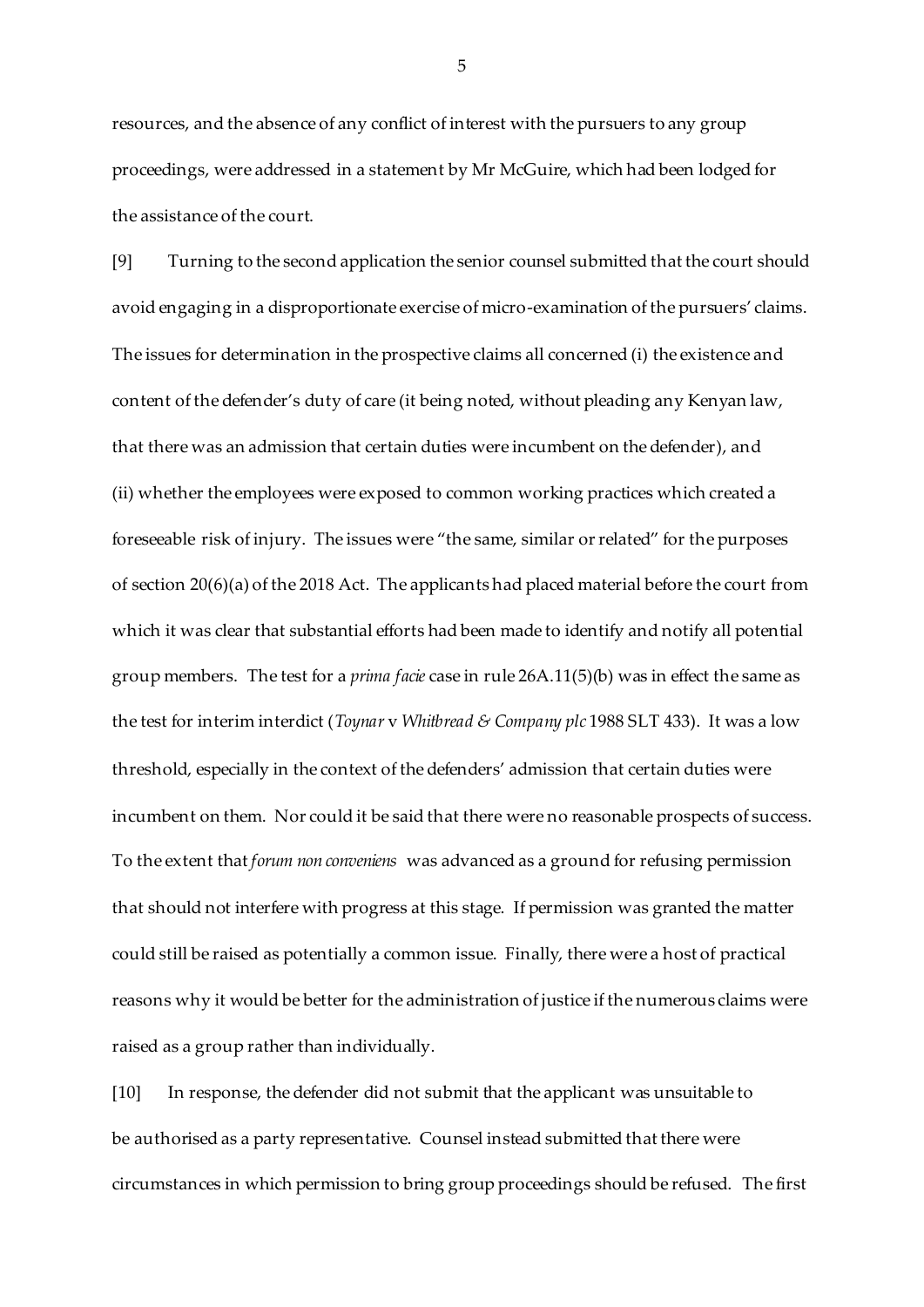resources, and the absence of any conflict of interest with the pursuers to any group proceedings, were addressed in a statement by Mr McGuire, which had been lodged for the assistance of the court.

[9] Turning to the second application the senior counsel submitted that the court should avoid engaging in a disproportionate exercise of micro-examination of the pursuers' claims. The issues for determination in the prospective claims all concerned (i) the existence and content of the defender's duty of care (it being noted, without pleading any Kenyan law, that there was an admission that certain duties were incumbent on the defender), and (ii) whether the employees were exposed to common working practices which created a foreseeable risk of injury. The issues were "the same, similar or related" for the purposes of section 20(6)(a) of the 2018 Act. The applicants had placed material before the court from which it was clear that substantial efforts had been made to identify and notify all potential group members. The test for a *prima facie* case in rule 26A.11(5)(b) was in effect the same as the test for interim interdict (*Toynar* v *Whitbread & Company plc* 1988 SLT 433). It was a low threshold, especially in the context of the defenders' admission that certain duties were incumbent on them. Nor could it be said that there were no reasonable prospects of success. To the extent that *forum non conveniens* was advanced as a ground for refusing permission that should not interfere with progress at this stage. If permission was granted the matter could still be raised as potentially a common issue. Finally, there were a host of practical reasons why it would be better for the administration of justice if the numerous claims were raised as a group rather than individually.

[10] In response, the defender did not submit that the applicant was unsuitable to be authorised as a party representative. Counsel instead submitted that there were circumstances in which permission to bring group proceedings should be refused. The first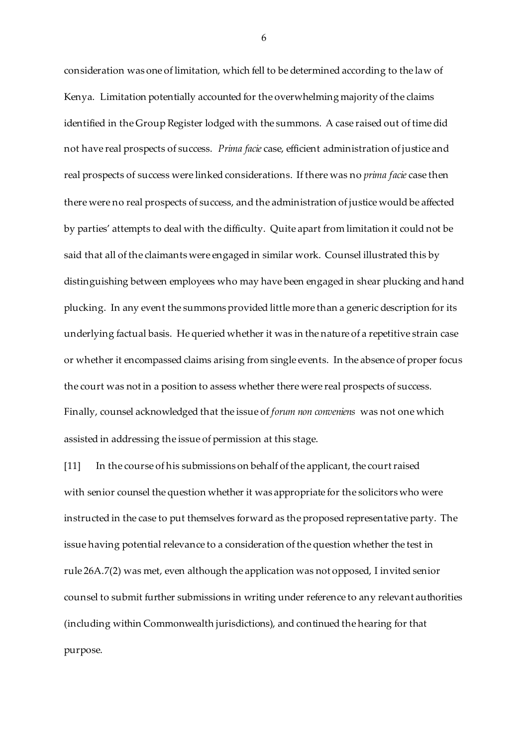consideration was one of limitation, which fell to be determined according to the law of Kenya. Limitation potentially accounted for the overwhelming majority of the claims identified in the Group Register lodged with the summons. A case raised out of time did not have real prospects of success. *Prima facie* case, efficient administration of justice and real prospects of success were linked considerations. If there was no *prima facie* case then there were no real prospects of success, and the administration of justice would be affected by parties' attempts to deal with the difficulty. Quite apart from limitation it could not be said that all of the claimants were engaged in similar work. Counsel illustrated this by distinguishing between employees who may have been engaged in shear plucking and hand plucking. In any event the summons provided little more than a generic description for its underlying factual basis. He queried whether it was in the nature of a repetitive strain case or whether it encompassed claims arising from single events. In the absence of proper focus the court was not in a position to assess whether there were real prospects of success. Finally, counsel acknowledged that the issue of *forum non conveniens* was not one which assisted in addressing the issue of permission at this stage.

[11] In the course of his submissions on behalf of the applicant, the court raised with senior counsel the question whether it was appropriate for the solicitors who were instructed in the case to put themselves forward as the proposed representative party. The issue having potential relevance to a consideration of the question whether the test in rule 26A.7(2) was met, even although the application was not opposed, I invited senior counsel to submit further submissions in writing under reference to any relevant authorities (including within Commonwealth jurisdictions), and continued the hearing for that purpose.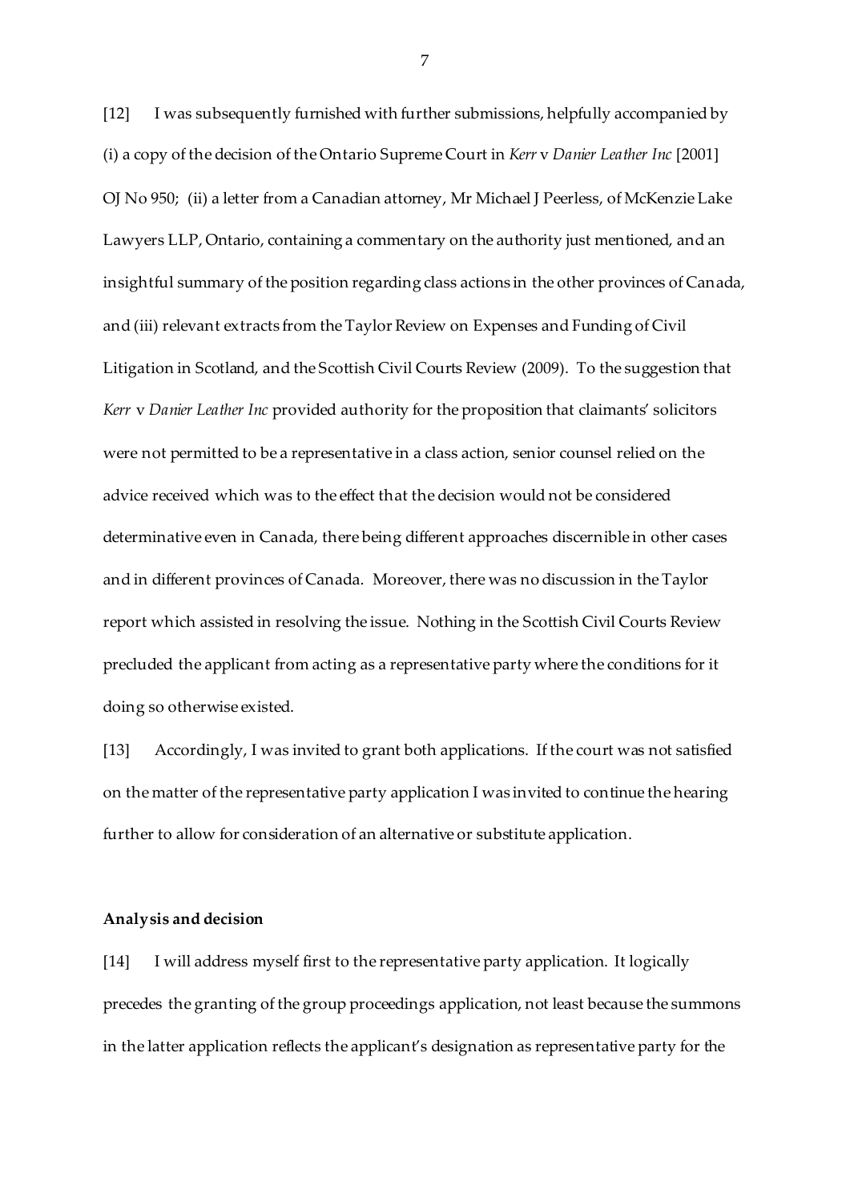[12] I was subsequently furnished with further submissions, helpfully accompanied by (i) a copy of the decision of the Ontario Supreme Court in *Kerr* v *Danier Leather Inc* [2001] OJ No 950; (ii) a letter from a Canadian attorney, Mr Michael J Peerless, of McKenzie Lake Lawyers LLP, Ontario, containing a commentary on the authority just mentioned, and an insightful summary of the position regarding class actions in the other provinces of Canada, and (iii) relevant extracts from the Taylor Review on Expenses and Funding of Civil Litigation in Scotland, and the Scottish Civil Courts Review (2009). To the suggestion that *Kerr* v *Danier Leather Inc* provided authority for the proposition that claimants' solicitors were not permitted to be a representative in a class action, senior counsel relied on the advice received which was to the effect that the decision would not be considered determinative even in Canada, there being different approaches discernible in other cases and in different provinces of Canada. Moreover, there was no discussion in the Taylor report which assisted in resolving the issue. Nothing in the Scottish Civil Courts Review precluded the applicant from acting as a representative party where the conditions for it doing so otherwise existed.

[13] Accordingly, I was invited to grant both applications. If the court was not satisfied on the matter of the representative party application I was invited to continue the hearing further to allow for consideration of an alternative or substitute application.

**Analysis and decision**

[14] I will address myself first to the representative party application. It logically precedes the granting of the group proceedings application, not least because the summons in the latter application reflects the applicant's designation as representative party for the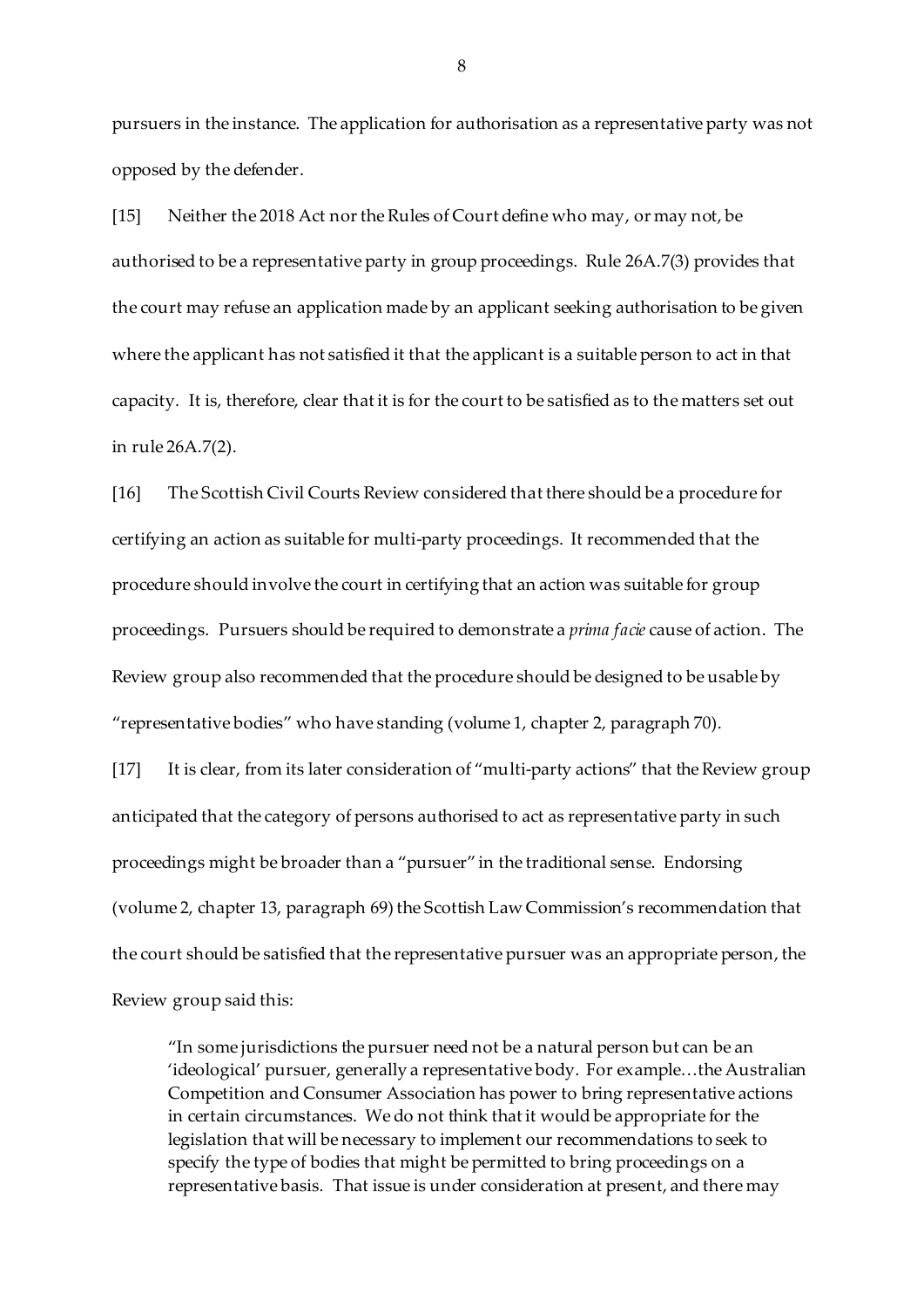pursuers in the instance. The application for authorisation as a representative party was not opposed by the defender.

[15] Neither the 2018 Act nor the Rules of Court define who may, or may not, be authorised to be a representative party in group proceedings. Rule 26A.7(3) provides that the court may refuse an application made by an applicant seeking authorisation to be given where the applicant has not satisfied it that the applicant is a suitable person to act in that capacity. It is, therefore, clear that it is for the court to be satisfied as to the matters set out in rule 26A.7(2).

[16] The Scottish Civil Courts Review considered that there should be a procedure for certifying an action as suitable for multi-party proceedings. It recommended that the procedure should involve the court in certifying that an action was suitable for group proceedings. Pursuers should be required to demonstrate a *prima facie* cause of action. The Review group also recommended that the procedure should be designed to be usable by "representative bodies" who have standing (volume 1, chapter 2, paragraph 70).

[17] It is clear, from its later consideration of "multi-party actions" that the Review group anticipated that the category of persons authorised to act as representative party in such proceedings might be broader than a "pursuer" in the traditional sense. Endorsing (volume 2, chapter 13, paragraph 69) the Scottish Law Commission's recommendation that the court should be satisfied that the representative pursuer was an appropriate person, the Review group said this:

> "In some jurisdictions the pursuer need not be a natural person but can be an 'ideological' pursuer, generally a representative body. For example…the Australian Competition and Consumer Association has power to bring representative actions in certain circumstances. We do not think that it would be appropriate for the legislation that will be necessary to implement our recommendations to seek to specify the type of bodies that might be permitted to bring proceedings on a representative basis. That issue is under consideration at present, and there may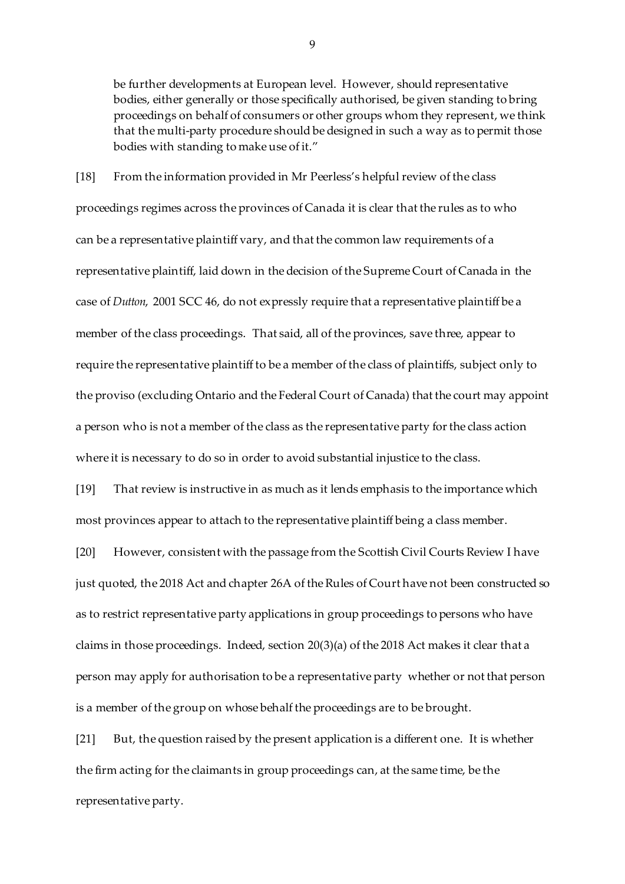> be further developments at European level. However, should representative bodies, either generally or those specifically authorised, be given standing to bring proceedings on behalf of consumers or other groups whom they represent, we think that the multi-party procedure should be designed in such a way as to permit those bodies with standing to make use of it."

[18] From the information provided in Mr Peerless's helpful review of the class proceedings regimes across the provinces of Canada it is clear that the rules as to who can be a representative plaintiff vary, and that the common law requirements of a representative plaintiff, laid down in the decision of the Supreme Court of Canada in the case of *Dutton*, 2001 SCC 46, do not expressly require that a representative plaintiff be a member of the class proceedings. That said, all of the provinces, save three, appear to require the representative plaintiff to be a member of the class of plaintiffs, subject only to the proviso (excluding Ontario and the Federal Court of Canada) that the court may appoint a person who is not a member of the class as the representative party for the class action where it is necessary to do so in order to avoid substantial injustice to the class.

[19] That review is instructive in as much as it lends emphasis to the importance which most provinces appear to attach to the representative plaintiff being a class member.

[20] However, consistent with the passage from the Scottish Civil Courts Review I have just quoted, the 2018 Act and chapter 26A of the Rules of Court have not been constructed so as to restrict representative party applications in group proceedings to persons who have claims in those proceedings. Indeed, section 20(3)(a) of the 2018 Act makes it clear that a person may apply for authorisation to be a representative party whether or not that person is a member of the group on whose behalf the proceedings are to be brought.

[21] But, the question raised by the present application is a different one. It is whether the firm acting for the claimants in group proceedings can, at the same time, be the representative party.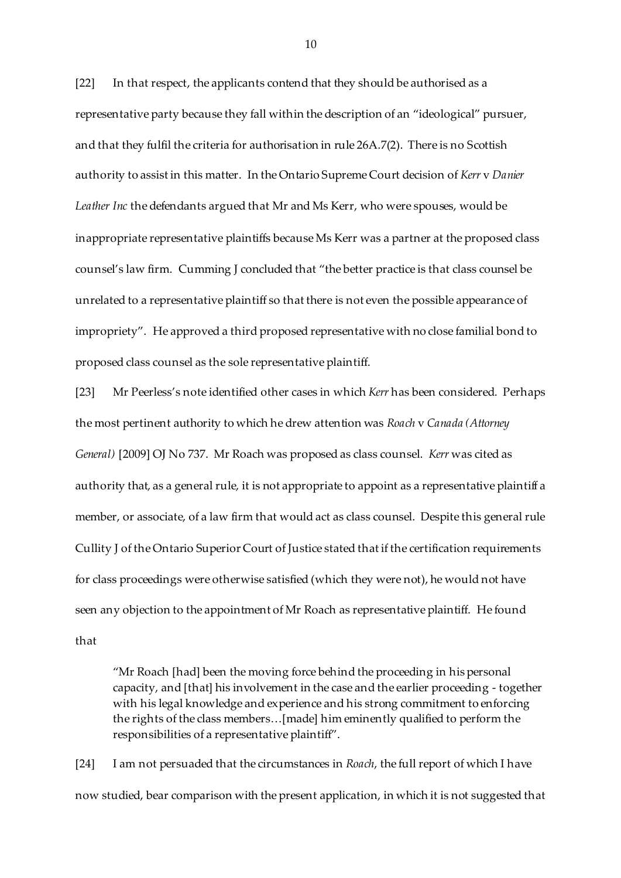[22] In that respect, the applicants contend that they should be authorised as a representative party because they fall within the description of an "ideological" pursuer, and that they fulfil the criteria for authorisation in rule 26A.7(2). There is no Scottish authority to assist in this matter. In the Ontario Supreme Court decision of *Kerr* v *Danier Leather Inc* the defendants argued that Mr and Ms Kerr, who were spouses, would be inappropriate representative plaintiffs because Ms Kerr was a partner at the proposed class counsel's law firm. Cumming J concluded that "the better practice is that class counsel be unrelated to a representative plaintiff so that there is not even the possible appearance of impropriety". He approved a third proposed representative with no close familial bond to proposed class counsel as the sole representative plaintiff.

[23] Mr Peerless's note identified other cases in which *Kerr* has been considered. Perhaps the most pertinent authority to which he drew attention was *Roach* v *Canada (Attorney General)* [2009] OJ No 737. Mr Roach was proposed as class counsel. *Kerr* was cited as authority that, as a general rule, it is not appropriate to appoint as a representative plaintiff a member, or associate, of a law firm that would act as class counsel. Despite this general rule Cullity J of the Ontario Superior Court of Justice stated that if the certification requirements for class proceedings were otherwise satisfied (which they were not), he would not have seen any objection to the appointment of Mr Roach as representative plaintiff. He found that

> "Mr Roach [had] been the moving force behind the proceeding in his personal capacity, and [that] his involvement in the case and the earlier proceeding - together with his legal knowledge and experience and his strong commitment to enforcing the rights of the class members…[made] him eminently qualified to perform the responsibilities of a representative plaintiff".

[24] I am not persuaded that the circumstances in *Roach*, the full report of which I have now studied, bear comparison with the present application, in which it is not suggested that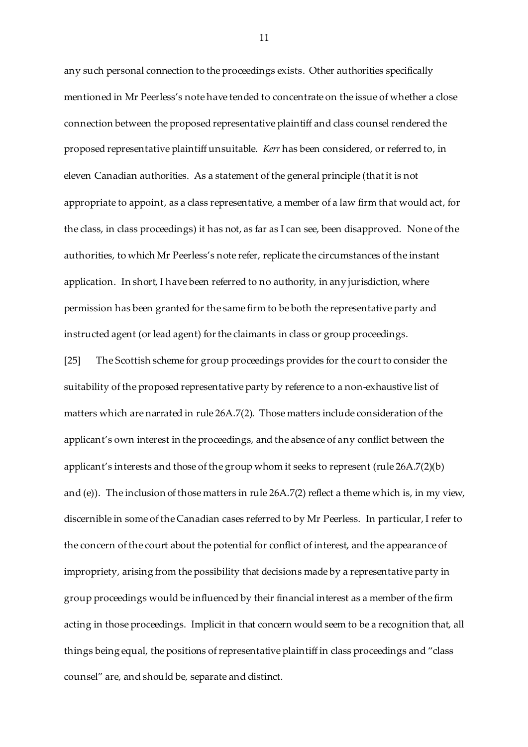any such personal connection to the proceedings exists. Other authorities specifically mentioned in Mr Peerless's note have tended to concentrate on the issue of whether a close connection between the proposed representative plaintiff and class counsel rendered the proposed representative plaintiff unsuitable. *Kerr* has been considered, or referred to, in eleven Canadian authorities. As a statement of the general principle (that it is not appropriate to appoint, as a class representative, a member of a law firm that would act, for the class, in class proceedings) it has not, as far as I can see, been disapproved. None of the authorities, to which Mr Peerless's note refer, replicate the circumstances of the instant application. In short, I have been referred to no authority, in any jurisdiction, where permission has been granted for the same firm to be both the representative party and instructed agent (or lead agent) for the claimants in class or group proceedings.

[25] The Scottish scheme for group proceedings provides for the court to consider the suitability of the proposed representative party by reference to a non-exhaustive list of matters which are narrated in rule 26A.7(2). Those matters include consideration of the applicant's own interest in the proceedings, and the absence of any conflict between the applicant's interests and those of the group whom it seeks to represent (rule 26A.7(2)(b) and (e)). The inclusion of those matters in rule 26A.7(2) reflect a theme which is, in my view, discernible in some of the Canadian cases referred to by Mr Peerless. In particular, I refer to the concern of the court about the potential for conflict of interest, and the appearance of impropriety, arising from the possibility that decisions made by a representative party in group proceedings would be influenced by their financial interest as a member of the firm acting in those proceedings. Implicit in that concern would seem to be a recognition that, all things being equal, the positions of representative plaintiff in class proceedings and "class counsel" are, and should be, separate and distinct.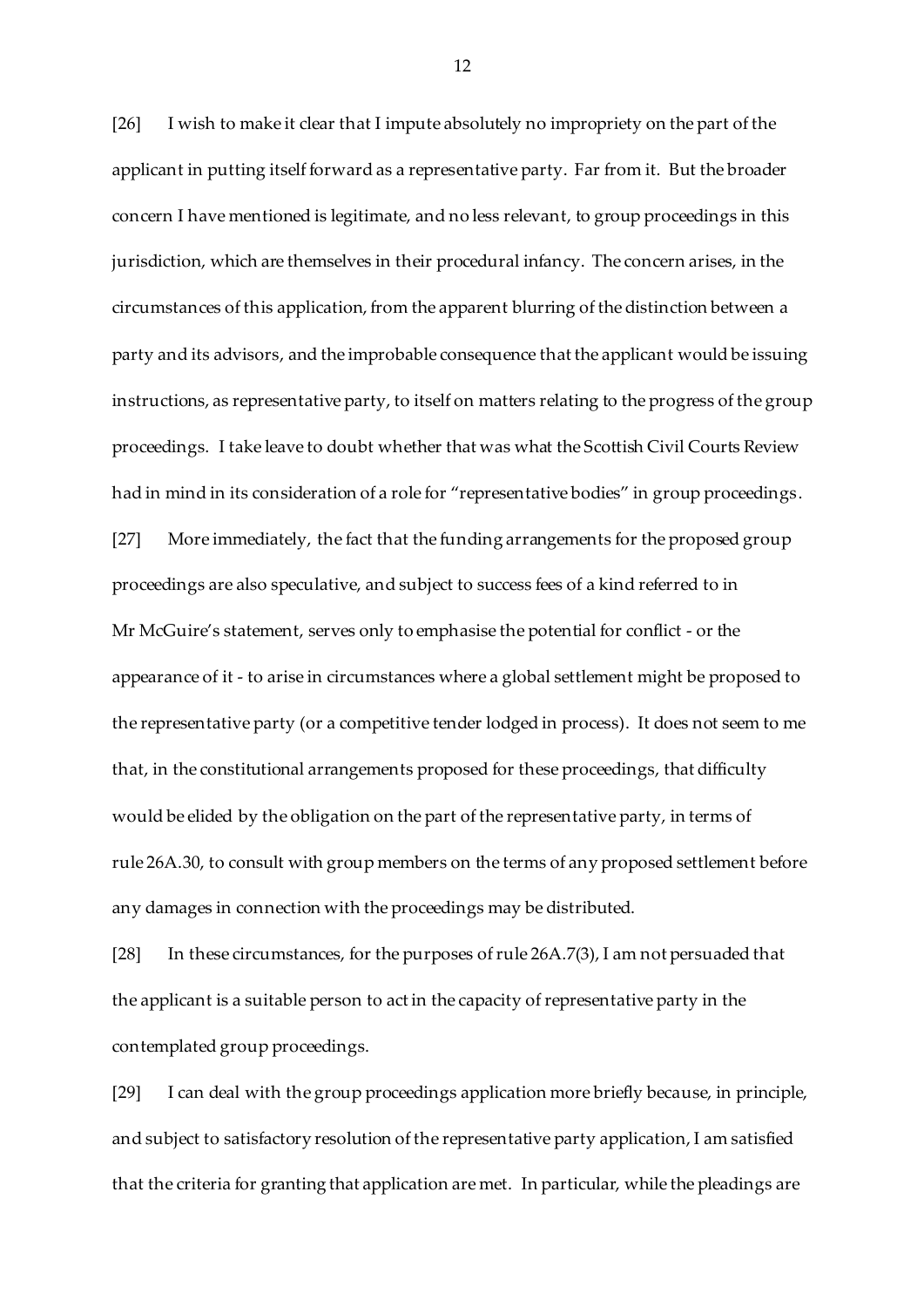[26] I wish to make it clear that I impute absolutely no impropriety on the part of the applicant in putting itself forward as a representative party. Far from it. But the broader concern I have mentioned is legitimate, and no less relevant, to group proceedings in this jurisdiction, which are themselves in their procedural infancy. The concern arises, in the circumstances of this application, from the apparent blurring of the distinction between a party and its advisors, and the improbable consequence that the applicant would be issuing instructions, as representative party, to itself on matters relating to the progress of the group proceedings. I take leave to doubt whether that was what the Scottish Civil Courts Review had in mind in its consideration of a role for "representative bodies" in group proceedings.

[27] More immediately, the fact that the funding arrangements for the proposed group proceedings are also speculative, and subject to success fees of a kind referred to in Mr McGuire's statement, serves only to emphasise the potential for conflict - or the appearance of it - to arise in circumstances where a global settlement might be proposed to the representative party (or a competitive tender lodged in process). It does not seem to me that, in the constitutional arrangements proposed for these proceedings, that difficulty would be elided by the obligation on the part of the representative party, in terms of rule 26A.30, to consult with group members on the terms of any proposed settlement before any damages in connection with the proceedings may be distributed.

[28] In these circumstances, for the purposes of rule 26A.7(3), I am not persuaded that the applicant is a suitable person to act in the capacity of representative party in the contemplated group proceedings.

[29] I can deal with the group proceedings application more briefly because, in principle, and subject to satisfactory resolution of the representative party application, I am satisfied that the criteria for granting that application are met. In particular, while the pleadings are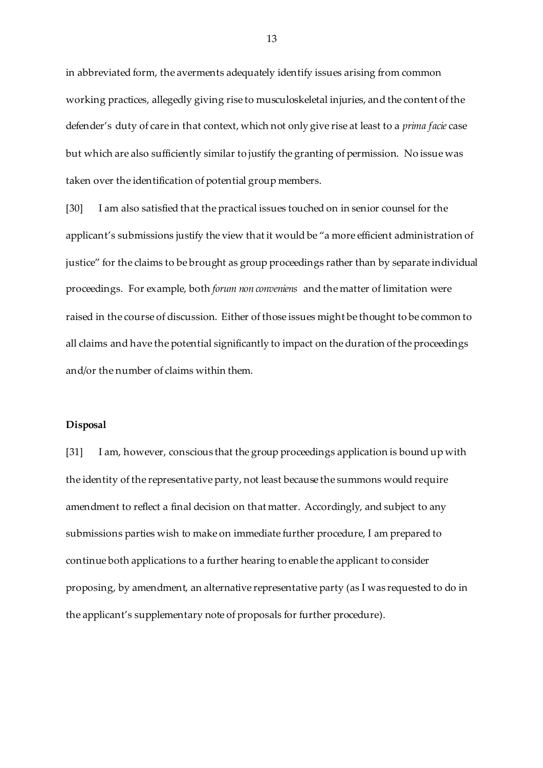in abbreviated form, the averments adequately identify issues arising from common working practices, allegedly giving rise to musculoskeletal injuries, and the content of the defender's duty of care in that context, which not only give rise at least to a *prima facie* case but which are also sufficiently similar to justify the granting of permission. No issue was taken over the identification of potential group members.

[30] I am also satisfied that the practical issues touched on in senior counsel for the applicant's submissions justify the view that it would be "a more efficient administration of justice" for the claims to be brought as group proceedings rather than by separate individual proceedings. For example, both *forum non conveniens* and the matter of limitation were raised in the course of discussion. Either of those issues might be thought to be common to all claims and have the potential significantly to impact on the duration of the proceedings and/or the number of claims within them.

**Disposal**

[31] I am, however, conscious that the group proceedings application is bound up with the identity of the representative party, not least because the summons would require amendment to reflect a final decision on that matter. Accordingly, and subject to any submissions parties wish to make on immediate further procedure, I am prepared to continue both applications to a further hearing to enable the applicant to consider proposing, by amendment, an alternative representative party (as I was requested to do in the applicant's supplementary note of proposals for further procedure).